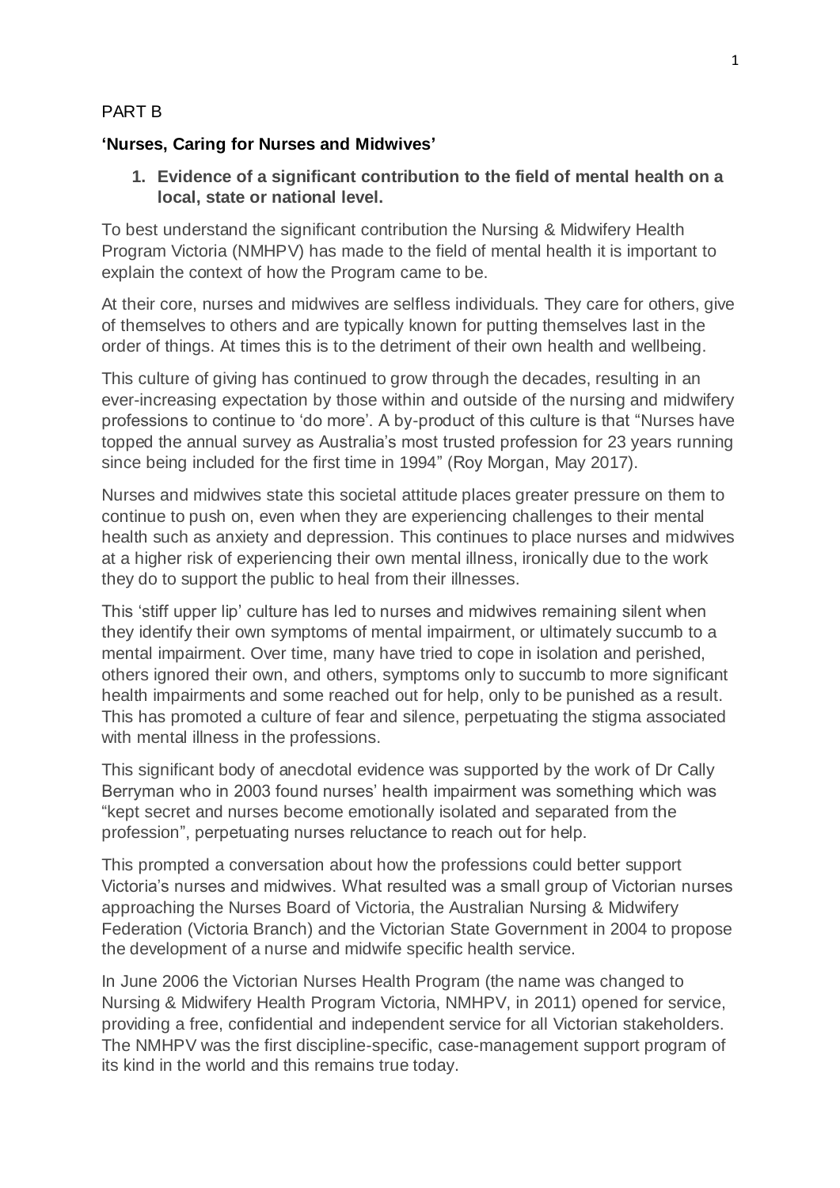PART B

**'Nurses, Caring for Nurses and Midwives'**

1. **Evidence of a significant contribution to the field of mental health on a local, state or national level.**

To best understand the significant contribution the Nursing & Midwifery Health Program Victoria (NMHPV) has made to the field of mental health it is important to explain the context of how the Program came to be.

At their core, nurses and midwives are selfless individuals. They care for others, give of themselves to others and are typically known for putting themselves last in the order of things. At times this is to the detriment of their own health and wellbeing.

This culture of giving has continued to grow through the decades, resulting in an ever-increasing expectation by those within and outside of the nursing and midwifery professions to continue to 'do more'. A by-product of this culture is that "Nurses have topped the annual survey as Australia's most trusted profession for 23 years running since being included for the first time in 1994" (Roy Morgan, May 2017).

Nurses and midwives state this societal attitude places greater pressure on them to continue to push on, even when they are experiencing challenges to their mental health such as anxiety and depression. This continues to place nurses and midwives at a higher risk of experiencing their own mental illness, ironically due to the work they do to support the public to heal from their illnesses.

This 'stiff upper lip' culture has led to nurses and midwives remaining silent when they identify their own symptoms of mental impairment, or ultimately succumb to a mental impairment. Over time, many have tried to cope in isolation and perished, others ignored their own, and others, symptoms only to succumb to more significant health impairments and some reached out for help, only to be punished as a result. This has promoted a culture of fear and silence, perpetuating the stigma associated with mental illness in the professions.

This significant body of anecdotal evidence was supported by the work of Dr Cally Berryman who in 2003 found nurses' health impairment was something which was "kept secret and nurses become emotionally isolated and separated from the profession", perpetuating nurses reluctance to reach out for help.

This prompted a conversation about how the professions could better support Victoria's nurses and midwives. What resulted was a small group of Victorian nurses approaching the Nurses Board of Victoria, the Australian Nursing & Midwifery Federation (Victoria Branch) and the Victorian State Government in 2004 to propose the development of a nurse and midwife specific health service.

In June 2006 the Victorian Nurses Health Program (the name was changed to Nursing & Midwifery Health Program Victoria, NMHPV, in 2011) opened for service, providing a free, confidential and independent service for all Victorian stakeholders. The NMHPV was the first discipline-specific, case-management support program of its kind in the world and this remains true today.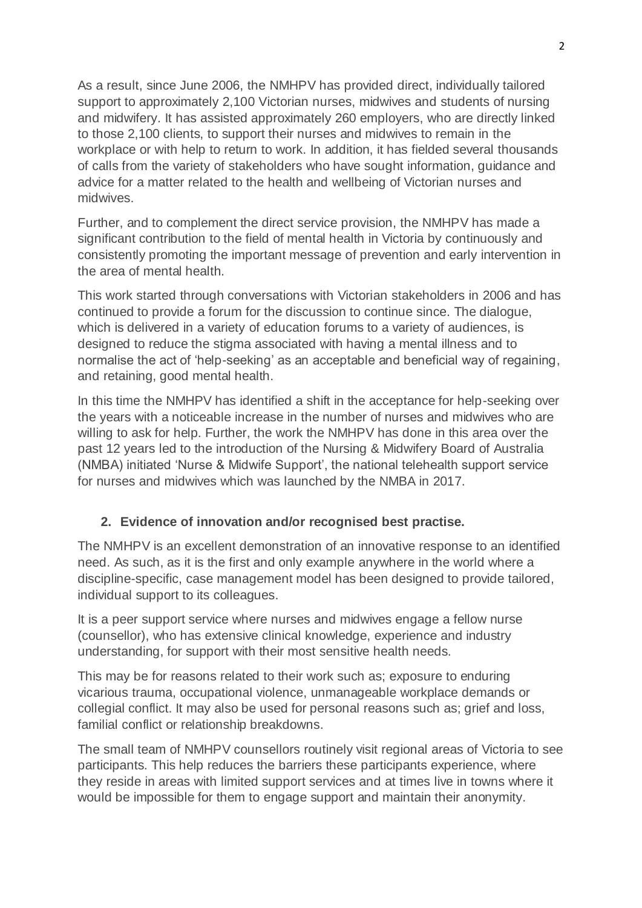As a result, since June 2006, the NMHPV has provided direct, individually tailored support to approximately 2,100 Victorian nurses, midwives and students of nursing and midwifery. It has assisted approximately 260 employers, who are directly linked to those 2,100 clients, to support their nurses and midwives to remain in the workplace or with help to return to work. In addition, it has fielded several thousands of calls from the variety of stakeholders who have sought information, guidance and advice for a matter related to the health and wellbeing of Victorian nurses and midwives.

Further, and to complement the direct service provision, the NMHPV has made a significant contribution to the field of mental health in Victoria by continuously and consistently promoting the important message of prevention and early intervention in the area of mental health.

This work started through conversations with Victorian stakeholders in 2006 and has continued to provide a forum for the discussion to continue since. The dialogue, which is delivered in a variety of education forums to a variety of audiences, is designed to reduce the stigma associated with having a mental illness and to normalise the act of 'help-seeking' as an acceptable and beneficial way of regaining, and retaining, good mental health.

In this time the NMHPV has identified a shift in the acceptance for help-seeking over the years with a noticeable increase in the number of nurses and midwives who are willing to ask for help. Further, the work the NMHPV has done in this area over the past 12 years led to the introduction of the Nursing & Midwifery Board of Australia (NMBA) initiated 'Nurse & Midwife Support', the national telehealth support service for nurses and midwives which was launched by the NMBA in 2017.

**2. Evidence of innovation and/or recognised best practise.**

The NMHPV is an excellent demonstration of an innovative response to an identified need. As such, as it is the first and only example anywhere in the world where a discipline-specific, case management model has been designed to provide tailored, individual support to its colleagues.

It is a peer support service where nurses and midwives engage a fellow nurse (counsellor), who has extensive clinical knowledge, experience and industry understanding, for support with their most sensitive health needs.

This may be for reasons related to their work such as; exposure to enduring vicarious trauma, occupational violence, unmanageable workplace demands or collegial conflict. It may also be used for personal reasons such as; grief and loss, familial conflict or relationship breakdowns.

The small team of NMHPV counsellors routinely visit regional areas of Victoria to see participants. This help reduces the barriers these participants experience, where they reside in areas with limited support services and at times live in towns where it would be impossible for them to engage support and maintain their anonymity.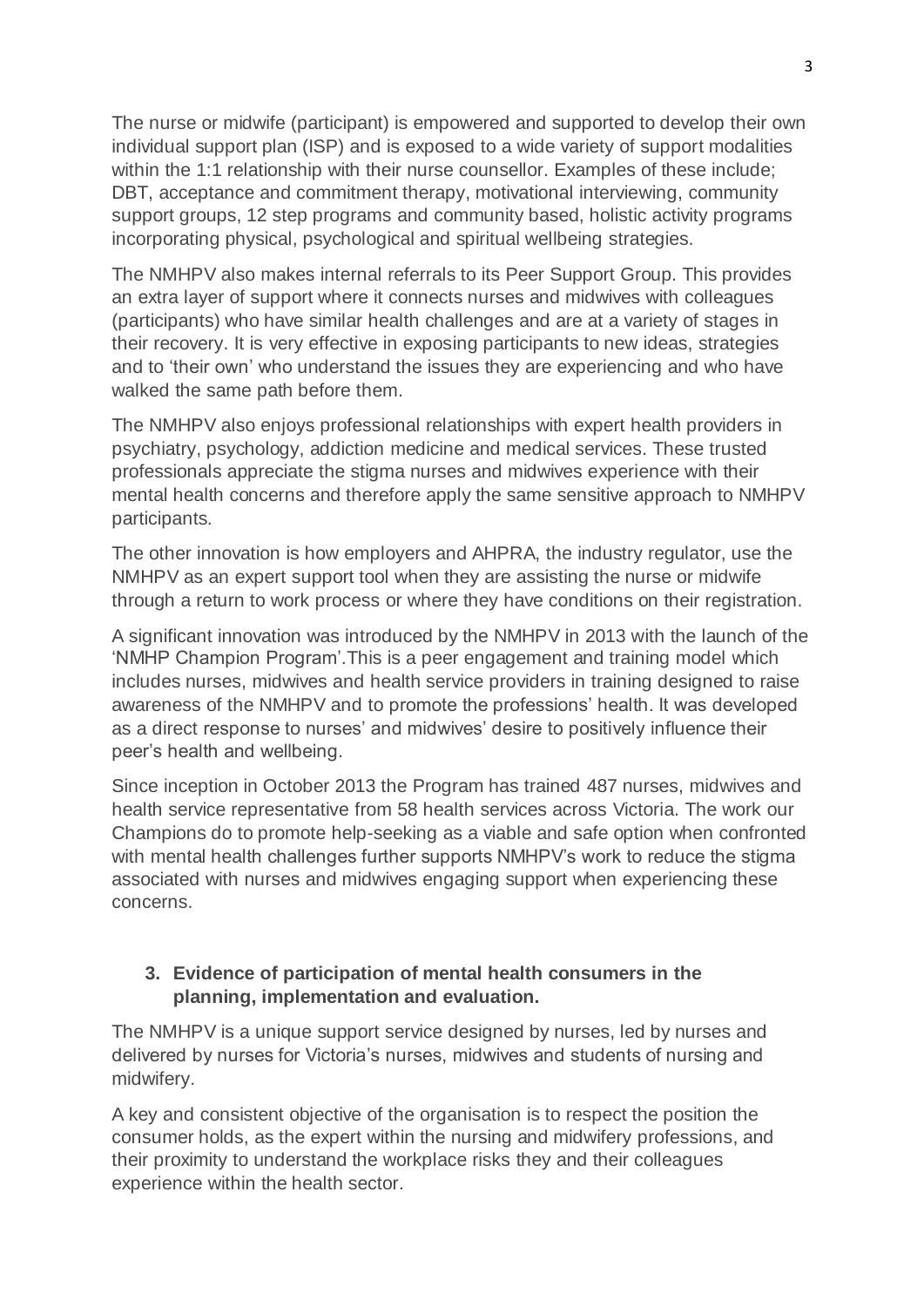The nurse or midwife (participant) is empowered and supported to develop their own individual support plan (ISP) and is exposed to a wide variety of support modalities within the 1:1 relationship with their nurse counsellor. Examples of these include; DBT, acceptance and commitment therapy, motivational interviewing, community support groups, 12 step programs and community based, holistic activity programs incorporating physical, psychological and spiritual wellbeing strategies.

The NMHPV also makes internal referrals to its Peer Support Group. This provides an extra layer of support where it connects nurses and midwives with colleagues (participants) who have similar health challenges and are at a variety of stages in their recovery. It is very effective in exposing participants to new ideas, strategies and to 'their own' who understand the issues they are experiencing and who have walked the same path before them.

The NMHPV also enjoys professional relationships with expert health providers in psychiatry, psychology, addiction medicine and medical services. These trusted professionals appreciate the stigma nurses and midwives experience with their mental health concerns and therefore apply the same sensitive approach to NMHPV participants.

The other innovation is how employers and AHPRA, the industry regulator, use the NMHPV as an expert support tool when they are assisting the nurse or midwife through a return to work process or where they have conditions on their registration.

A significant innovation was introduced by the NMHPV in 2013 with the launch of the 'NMHP Champion Program'.This is a peer engagement and training model which includes nurses, midwives and health service providers in training designed to raise awareness of the NMHPV and to promote the professions' health. It was developed as a direct response to nurses' and midwives' desire to positively influence their peer's health and wellbeing.

Since inception in October 2013 the Program has trained 487 nurses, midwives and health service representative from 58 health services across Victoria. The work our Champions do to promote help-seeking as a viable and safe option when confronted with mental health challenges further supports NMHPV's work to reduce the stigma associated with nurses and midwives engaging support when experiencing these concerns.

### 3. Evidence of participation of mental health consumers in the planning, implementation and evaluation.

The NMHPV is a unique support service designed by nurses, led by nurses and delivered by nurses for Victoria's nurses, midwives and students of nursing and midwifery.

A key and consistent objective of the organisation is to respect the position the consumer holds, as the expert within the nursing and midwifery professions, and their proximity to understand the workplace risks they and their colleagues experience within the health sector.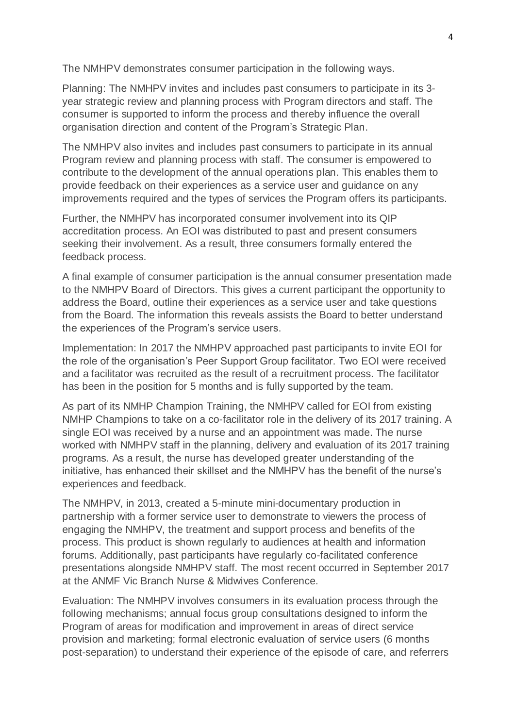The NMHPV demonstrates consumer participation in the following ways.

Planning: The NMHPV invites and includes past consumers to participate in its 3-year strategic review and planning process with Program directors and staff. The consumer is supported to inform the process and thereby influence the overall organisation direction and content of the Program's Strategic Plan.

The NMHPV also invites and includes past consumers to participate in its annual Program review and planning process with staff. The consumer is empowered to contribute to the development of the annual operations plan. This enables them to provide feedback on their experiences as a service user and guidance on any improvements required and the types of services the Program offers its participants.

Further, the NMHPV has incorporated consumer involvement into its QIP accreditation process. An EOI was distributed to past and present consumers seeking their involvement. As a result, three consumers formally entered the feedback process.

A final example of consumer participation is the annual consumer presentation made to the NMHPV Board of Directors. This gives a current participant the opportunity to address the Board, outline their experiences as a service user and take questions from the Board. The information this reveals assists the Board to better understand the experiences of the Program's service users.

Implementation: In 2017 the NMHPV approached past participants to invite EOI for the role of the organisation's Peer Support Group facilitator. Two EOI were received and a facilitator was recruited as the result of a recruitment process. The facilitator has been in the position for 5 months and is fully supported by the team.

As part of its NMHP Champion Training, the NMHPV called for EOI from existing NMHP Champions to take on a co-facilitator role in the delivery of its 2017 training. A single EOI was received by a nurse and an appointment was made. The nurse worked with NMHPV staff in the planning, delivery and evaluation of its 2017 training programs. As a result, the nurse has developed greater understanding of the initiative, has enhanced their skillset and the NMHPV has the benefit of the nurse's experiences and feedback.

The NMHPV, in 2013, created a 5-minute mini-documentary production in partnership with a former service user to demonstrate to viewers the process of engaging the NMHPV, the treatment and support process and benefits of the process. This product is shown regularly to audiences at health and information forums. Additionally, past participants have regularly co-facilitated conference presentations alongside NMHPV staff. The most recent occurred in September 2017 at the ANMF Vic Branch Nurse & Midwives Conference.

Evaluation: The NMHPV involves consumers in its evaluation process through the following mechanisms; annual focus group consultations designed to inform the Program of areas for modification and improvement in areas of direct service provision and marketing; formal electronic evaluation of service users (6 months post-separation) to understand their experience of the episode of care, and referrers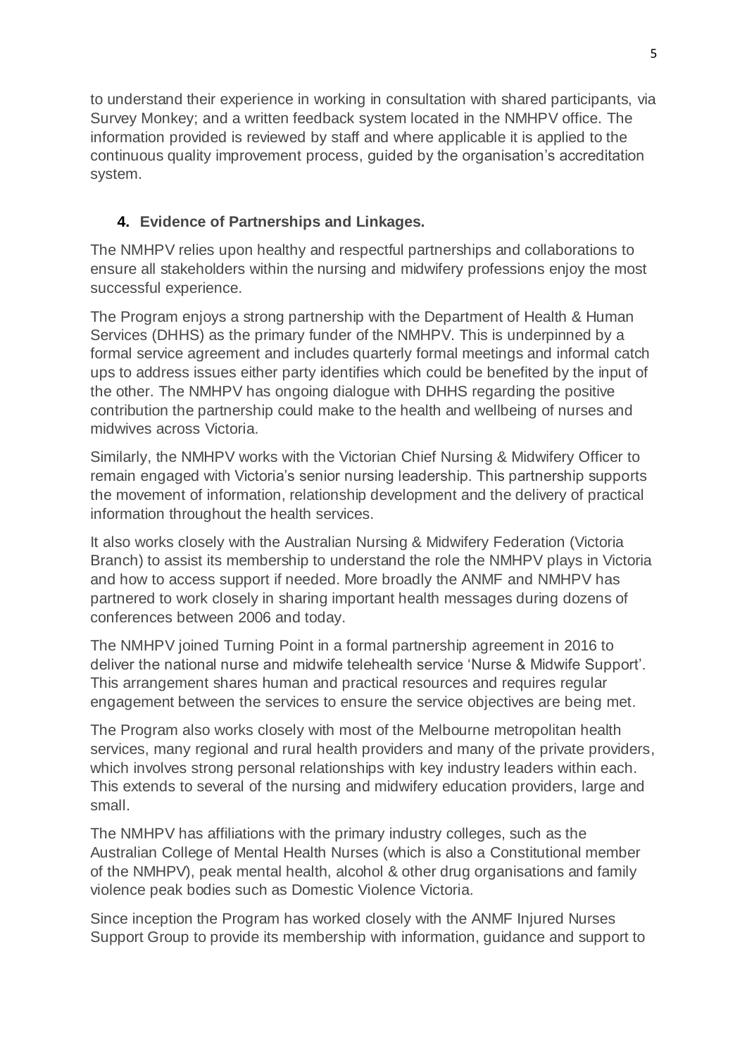to understand their experience in working in consultation with shared participants, via Survey Monkey; and a written feedback system located in the NMHPV office. The information provided is reviewed by staff and where applicable it is applied to the continuous quality improvement process, guided by the organisation's accreditation system.

## 4. Evidence of Partnerships and Linkages.

The NMHPV relies upon healthy and respectful partnerships and collaborations to ensure all stakeholders within the nursing and midwifery professions enjoy the most successful experience.

The Program enjoys a strong partnership with the Department of Health & Human Services (DHHS) as the primary funder of the NMHPV. This is underpinned by a formal service agreement and includes quarterly formal meetings and informal catch ups to address issues either party identifies which could be benefited by the input of the other. The NMHPV has ongoing dialogue with DHHS regarding the positive contribution the partnership could make to the health and wellbeing of nurses and midwives across Victoria.

Similarly, the NMHPV works with the Victorian Chief Nursing & Midwifery Officer to remain engaged with Victoria's senior nursing leadership. This partnership supports the movement of information, relationship development and the delivery of practical information throughout the health services.

It also works closely with the Australian Nursing & Midwifery Federation (Victoria Branch) to assist its membership to understand the role the NMHPV plays in Victoria and how to access support if needed. More broadly the ANMF and NMHPV has partnered to work closely in sharing important health messages during dozens of conferences between 2006 and today.

The NMHPV joined Turning Point in a formal partnership agreement in 2016 to deliver the national nurse and midwife telehealth service 'Nurse & Midwife Support'. This arrangement shares human and practical resources and requires regular engagement between the services to ensure the service objectives are being met.

The Program also works closely with most of the Melbourne metropolitan health services, many regional and rural health providers and many of the private providers, which involves strong personal relationships with key industry leaders within each. This extends to several of the nursing and midwifery education providers, large and small.

The NMHPV has affiliations with the primary industry colleges, such as the Australian College of Mental Health Nurses (which is also a Constitutional member of the NMHPV), peak mental health, alcohol & other drug organisations and family violence peak bodies such as Domestic Violence Victoria.

Since inception the Program has worked closely with the ANMF Injured Nurses Support Group to provide its membership with information, guidance and support to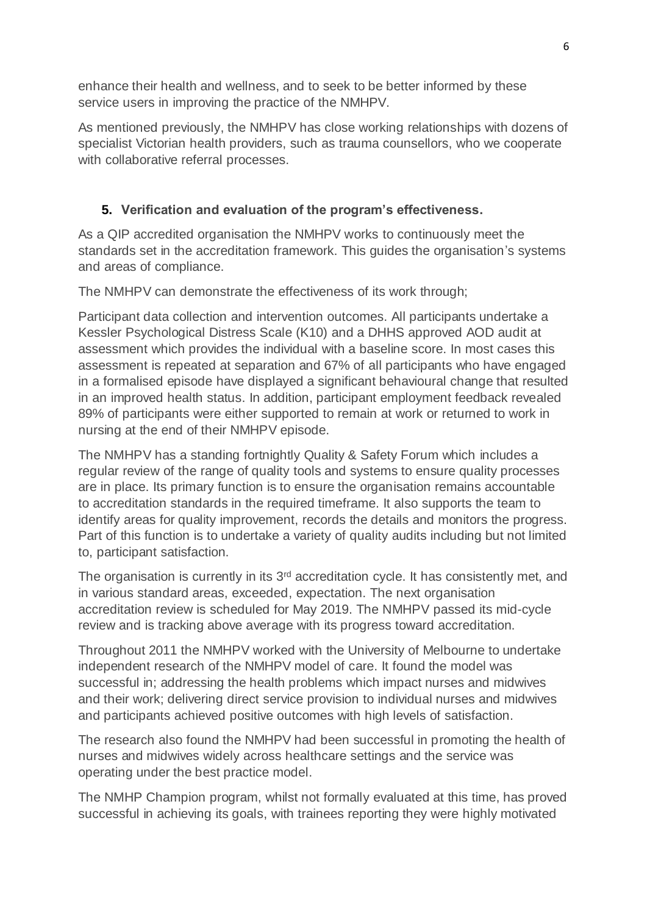enhance their health and wellness, and to seek to be better informed by these service users in improving the practice of the NMHPV.

As mentioned previously, the NMHPV has close working relationships with dozens of specialist Victorian health providers, such as trauma counsellors, who we cooperate with collaborative referral processes.

## 5. Verification and evaluation of the program's effectiveness.

As a QIP accredited organisation the NMHPV works to continuously meet the standards set in the accreditation framework. This guides the organisation's systems and areas of compliance.

The NMHPV can demonstrate the effectiveness of its work through;

Participant data collection and intervention outcomes. All participants undertake a Kessler Psychological Distress Scale (K10) and a DHHS approved AOD audit at assessment which provides the individual with a baseline score. In most cases this assessment is repeated at separation and 67% of all participants who have engaged in a formalised episode have displayed a significant behavioural change that resulted in an improved health status. In addition, participant employment feedback revealed 89% of participants were either supported to remain at work or returned to work in nursing at the end of their NMHPV episode.

The NMHPV has a standing fortnightly Quality & Safety Forum which includes a regular review of the range of quality tools and systems to ensure quality processes are in place. Its primary function is to ensure the organisation remains accountable to accreditation standards in the required timeframe. It also supports the team to identify areas for quality improvement, records the details and monitors the progress. Part of this function is to undertake a variety of quality audits including but not limited to, participant satisfaction.

The organisation is currently in its 3rd accreditation cycle. It has consistently met, and in various standard areas, exceeded, expectation. The next organisation accreditation review is scheduled for May 2019. The NMHPV passed its mid-cycle review and is tracking above average with its progress toward accreditation.

Throughout 2011 the NMHPV worked with the University of Melbourne to undertake independent research of the NMHPV model of care. It found the model was successful in; addressing the health problems which impact nurses and midwives and their work; delivering direct service provision to individual nurses and midwives and participants achieved positive outcomes with high levels of satisfaction.

The research also found the NMHPV had been successful in promoting the health of nurses and midwives widely across healthcare settings and the service was operating under the best practice model.

The NMHP Champion program, whilst not formally evaluated at this time, has proved successful in achieving its goals, with trainees reporting they were highly motivated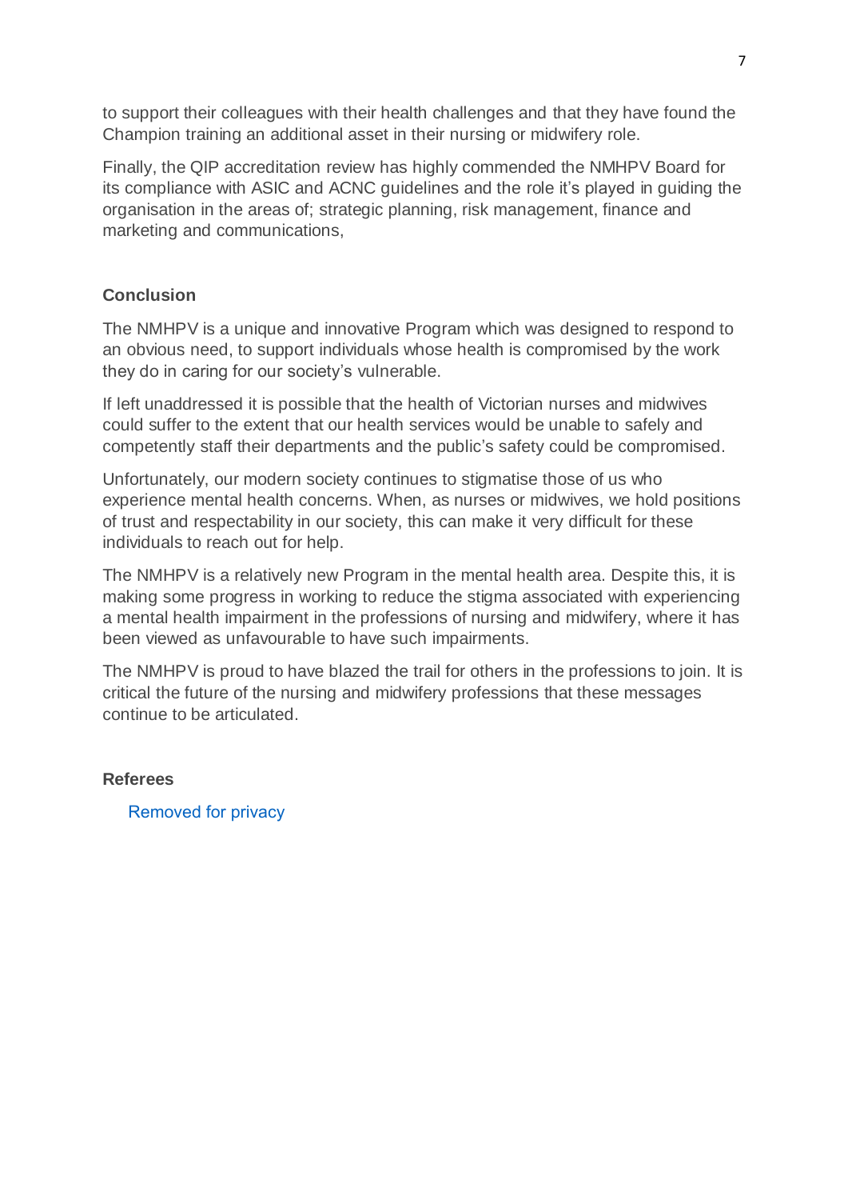to support their colleagues with their health challenges and that they have found the Champion training an additional asset in their nursing or midwifery role.

Finally, the QIP accreditation review has highly commended the NMHPV Board for its compliance with ASIC and ACNC guidelines and the role it's played in guiding the organisation in the areas of; strategic planning, risk management, finance and marketing and communications,

**Conclusion**

The NMHPV is a unique and innovative Program which was designed to respond to an obvious need, to support individuals whose health is compromised by the work they do in caring for our society's vulnerable.

If left unaddressed it is possible that the health of Victorian nurses and midwives could suffer to the extent that our health services would be unable to safely and competently staff their departments and the public's safety could be compromised.

Unfortunately, our modern society continues to stigmatise those of us who experience mental health concerns. When, as nurses or midwives, we hold positions of trust and respectability in our society, this can make it very difficult for these individuals to reach out for help.

The NMHPV is a relatively new Program in the mental health area. Despite this, it is making some progress in working to reduce the stigma associated with experiencing a mental health impairment in the professions of nursing and midwifery, where it has been viewed as unfavourable to have such impairments.

The NMHPV is proud to have blazed the trail for others in the professions to join. It is critical the future of the nursing and midwifery professions that these messages continue to be articulated.

**Referees**

Removed for privacy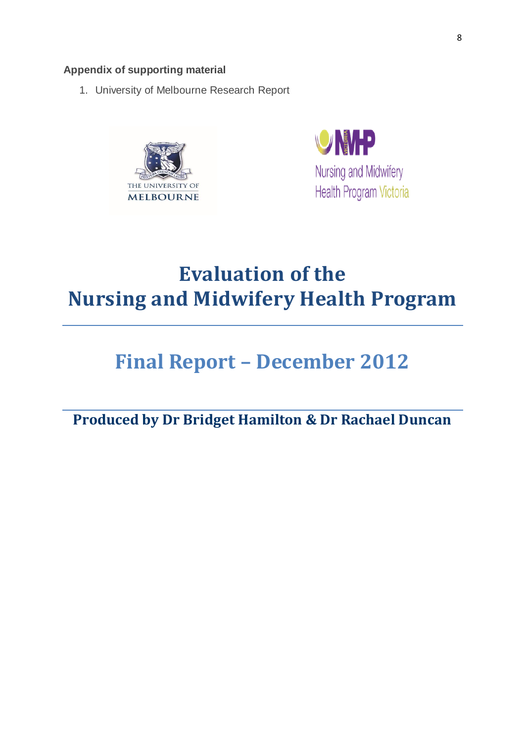**Appendix of supporting material**

1. University of Melbourne Research Report

# Evaluation of the Nursing and Midwifery Health Program

## Final Report – December 2012

**Produced by Dr Bridget Hamilton & Dr Rachael Duncan**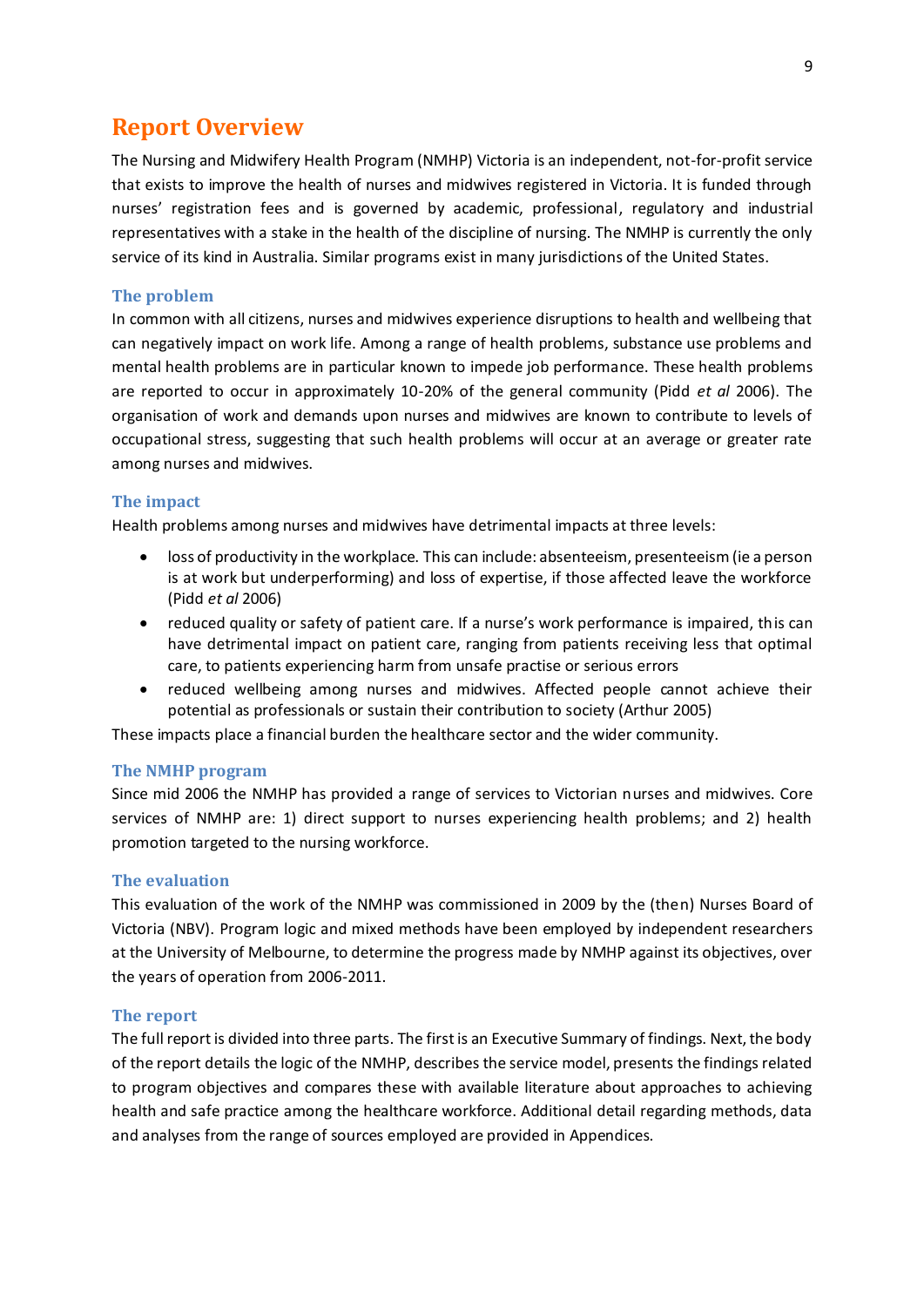# Report Overview

The Nursing and Midwifery Health Program (NMHP) Victoria is an independent, not-for-profit service that exists to improve the health of nurses and midwives registered in Victoria. It is funded through nurses' registration fees and is governed by academic, professional, regulatory and industrial representatives with a stake in the health of the discipline of nursing. The NMHP is currently the only service of its kind in Australia. Similar programs exist in many jurisdictions of the United States.

## The problem

In common with all citizens, nurses and midwives experience disruptions to health and wellbeing that can negatively impact on work life. Among a range of health problems, substance use problems and mental health problems are in particular known to impede job performance. These health problems are reported to occur in approximately 10-20% of the general community (Pidd *et al* 2006). The organisation of work and demands upon nurses and midwives are known to contribute to levels of occupational stress, suggesting that such health problems will occur at an average or greater rate among nurses and midwives.

## The impact

Health problems among nurses and midwives have detrimental impacts at three levels:

- loss of productivity in the workplace. This can include: absenteeism, presenteeism (ie a person is at work but underperforming) and loss of expertise, if those affected leave the workforce (Pidd *et al* 2006)
- reduced quality or safety of patient care. If a nurse's work performance is impaired, this can have detrimental impact on patient care, ranging from patients receiving less that optimal care, to patients experiencing harm from unsafe practise or serious errors
- reduced wellbeing among nurses and midwives. Affected people cannot achieve their potential as professionals or sustain their contribution to society (Arthur 2005)

These impacts place a financial burden the healthcare sector and the wider community.

## The NMHP program

Since mid 2006 the NMHP has provided a range of services to Victorian nurses and midwives. Core services of NMHP are: 1) direct support to nurses experiencing health problems; and 2) health promotion targeted to the nursing workforce.

## The evaluation

This evaluation of the work of the NMHP was commissioned in 2009 by the (then) Nurses Board of Victoria (NBV). Program logic and mixed methods have been employed by independent researchers at the University of Melbourne, to determine the progress made by NMHP against its objectives, over the years of operation from 2006-2011.

## The report

The full report is divided into three parts. The first is an Executive Summary of findings. Next, the body of the report details the logic of the NMHP, describes the service model, presents the findings related to program objectives and compares these with available literature about approaches to achieving health and safe practice among the healthcare workforce. Additional detail regarding methods, data and analyses from the range of sources employed are provided in Appendices.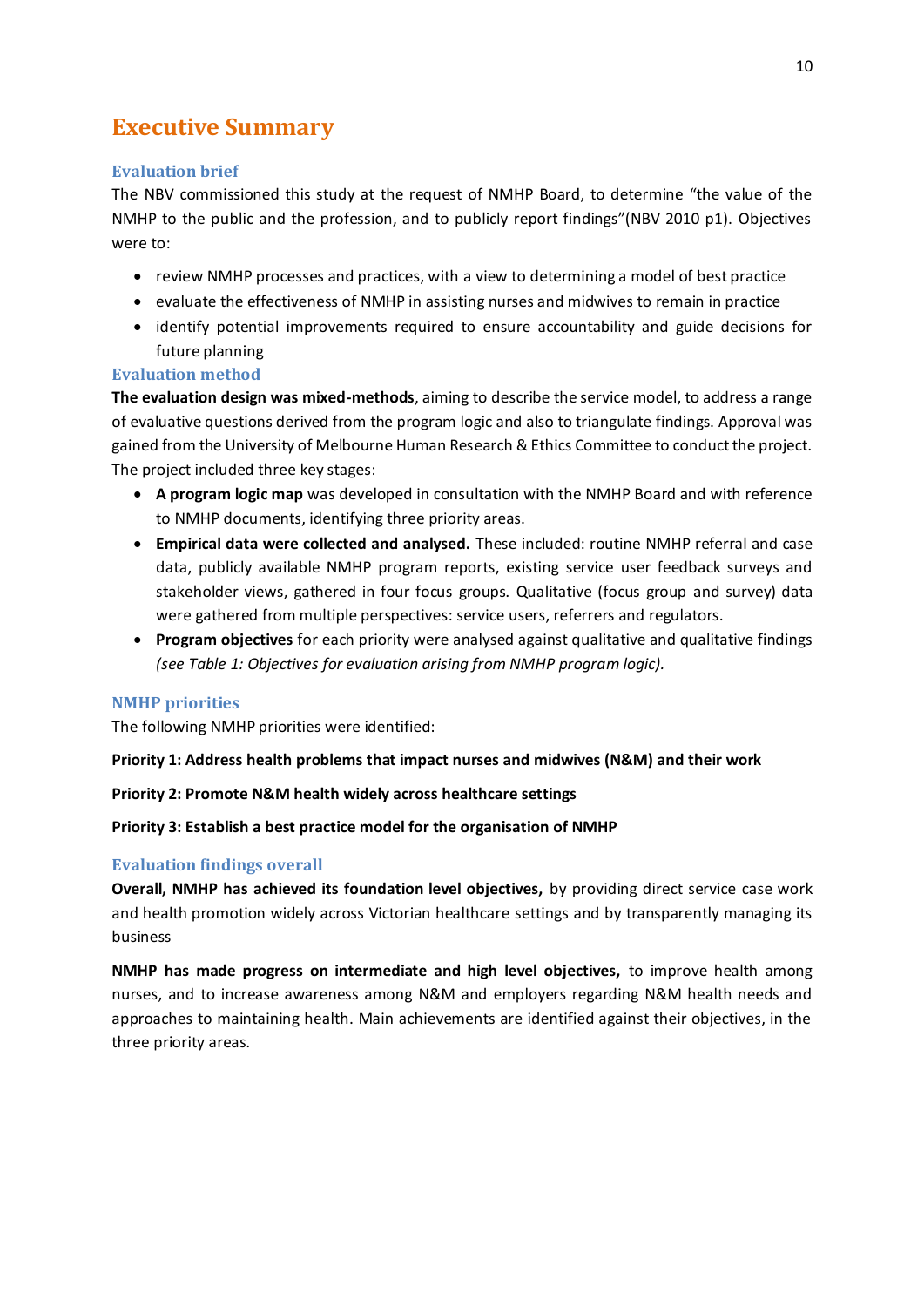# Executive Summary

## Evaluation brief

The NBV commissioned this study at the request of NMHP Board, to determine "the value of the NMHP to the public and the profession, and to publicly report findings"(NBV 2010 p1). Objectives were to:

- review NMHP processes and practices, with a view to determining a model of best practice
- evaluate the effectiveness of NMHP in assisting nurses and midwives to remain in practice
- identify potential improvements required to ensure accountability and guide decisions for future planning

## Evaluation method

**The evaluation design was mixed-methods**, aiming to describe the service model, to address a range of evaluative questions derived from the program logic and also to triangulate findings. Approval was gained from the University of Melbourne Human Research & Ethics Committee to conduct the project. The project included three key stages:

- **A program logic map** was developed in consultation with the NMHP Board and with reference to NMHP documents, identifying three priority areas.
- **Empirical data were collected and analysed.** These included: routine NMHP referral and case data, publicly available NMHP program reports, existing service user feedback surveys and stakeholder views, gathered in four focus groups. Qualitative (focus group and survey) data were gathered from multiple perspectives: service users, referrers and regulators.
- **Program objectives** for each priority were analysed against qualitative and qualitative findings *(see Table 1: Objectives for evaluation arising from NMHP program logic).*

## NMHP priorities

The following NMHP priorities were identified:

**Priority 1: Address health problems that impact nurses and midwives (N&M) and their work**

**Priority 2: Promote N&M health widely across healthcare settings**

**Priority 3: Establish a best practice model for the organisation of NMHP**

## Evaluation findings overall

**Overall, NMHP has achieved its foundation level objectives,** by providing direct service case work and health promotion widely across Victorian healthcare settings and by transparently managing its business

**NMHP has made progress on intermediate and high level objectives,** to improve health among nurses, and to increase awareness among N&M and employers regarding N&M health needs and approaches to maintaining health. Main achievements are identified against their objectives, in the three priority areas.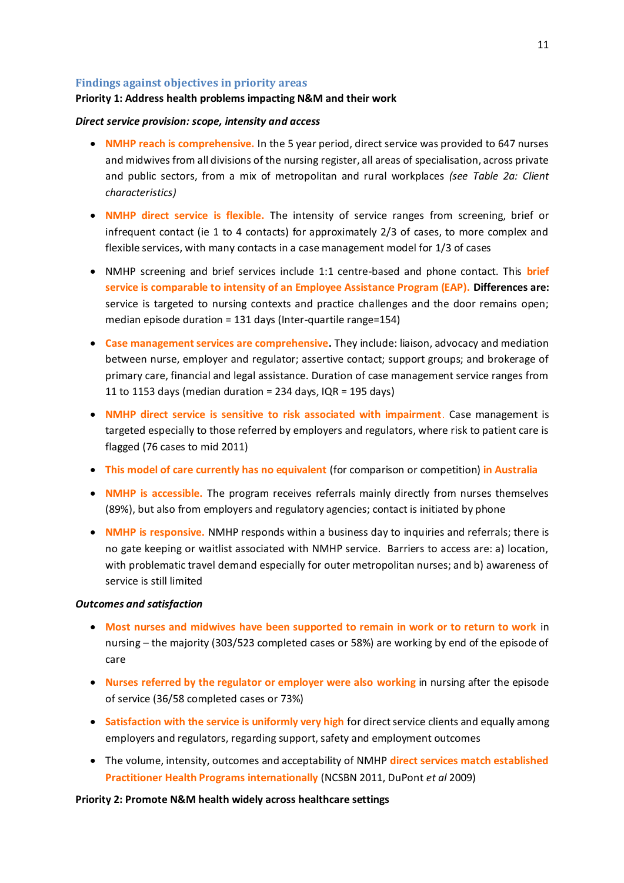## Findings against objectives in priority areas

**Priority 1: Address health problems impacting N&M and their work**

***Direct service provision: scope, intensity and access***

- **NMHP reach is comprehensive.** In the 5 year period, direct service was provided to 647 nurses and midwives from all divisions of the nursing register, all areas of specialisation, across private and public sectors, from a mix of metropolitan and rural workplaces *(see Table 2a: Client characteristics)*
- **NMHP direct service is flexible.** The intensity of service ranges from screening, brief or infrequent contact (ie 1 to 4 contacts) for approximately 2/3 of cases, to more complex and flexible services, with many contacts in a case management model for 1/3 of cases
- NMHP screening and brief services include 1:1 centre-based and phone contact. This **brief service is comparable to intensity of an Employee Assistance Program (EAP). Differences are:** service is targeted to nursing contexts and practice challenges and the door remains open; median episode duration = 131 days (Inter-quartile range=154)
- **Case management services are comprehensive.** They include: liaison, advocacy and mediation between nurse, employer and regulator; assertive contact; support groups; and brokerage of primary care, financial and legal assistance. Duration of case management service ranges from 11 to 1153 days (median duration = 234 days, IQR = 195 days)
- **NMHP direct service is sensitive to risk associated with impairment**. Case management is targeted especially to those referred by employers and regulators, where risk to patient care is flagged (76 cases to mid 2011)
- **This model of care currently has no equivalent** (for comparison or competition) **in Australia**
- **NMHP is accessible.** The program receives referrals mainly directly from nurses themselves (89%), but also from employers and regulatory agencies; contact is initiated by phone
- **NMHP is responsive.** NMHP responds within a business day to inquiries and referrals; there is no gate keeping or waitlist associated with NMHP service. Barriers to access are: a) location, with problematic travel demand especially for outer metropolitan nurses; and b) awareness of service is still limited

***Outcomes and satisfaction***

- **Most nurses and midwives have been supported to remain in work or to return to work** in nursing – the majority (303/523 completed cases or 58%) are working by end of the episode of care
- **Nurses referred by the regulator or employer were also working** in nursing after the episode of service (36/58 completed cases or 73%)
- **Satisfaction with the service is uniformly very high** for direct service clients and equally among employers and regulators, regarding support, safety and employment outcomes
- The volume, intensity, outcomes and acceptability of NMHP **direct services match established Practitioner Health Programs internationally** (NCSBN 2011, DuPont *et al* 2009)

**Priority 2: Promote N&M health widely across healthcare settings**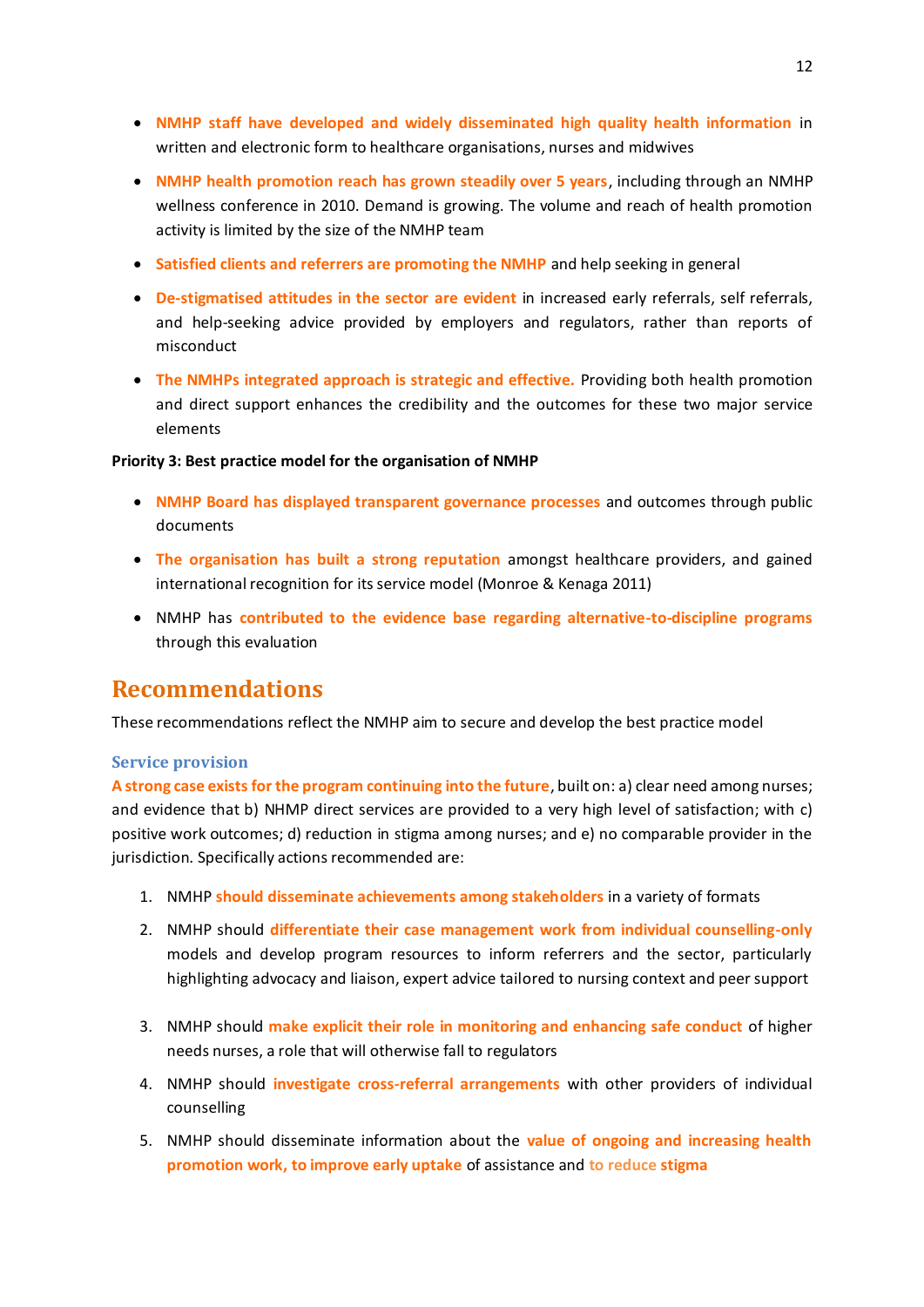- **NMHP staff have developed and widely disseminated high quality health information** in written and electronic form to healthcare organisations, nurses and midwives
- **NMHP health promotion reach has grown steadily over 5 years**, including through an NMHP wellness conference in 2010. Demand is growing. The volume and reach of health promotion activity is limited by the size of the NMHP team
- **Satisfied clients and referrers are promoting the NMHP** and help seeking in general
- **De-stigmatised attitudes in the sector are evident** in increased early referrals, self referrals, and help-seeking advice provided by employers and regulators, rather than reports of misconduct
- **The NMHPs integrated approach is strategic and effective.** Providing both health promotion and direct support enhances the credibility and the outcomes for these two major service elements

**Priority 3: Best practice model for the organisation of NMHP**

- **NMHP Board has displayed transparent governance processes** and outcomes through public documents
- **The organisation has built a strong reputation** amongst healthcare providers, and gained international recognition for its service model (Monroe & Kenaga 2011)
- NMHP has **contributed to the evidence base regarding alternative-to-discipline programs** through this evaluation

# Recommendations

These recommendations reflect the NMHP aim to secure and develop the best practice model

### Service provision

**A strong case exists for the program continuing into the future**, built on: a) clear need among nurses; and evidence that b) NMHP direct services are provided to a very high level of satisfaction; with c) positive work outcomes; d) reduction in stigma among nurses; and e) no comparable provider in the jurisdiction. Specifically actions recommended are:

1. NMHP **should disseminate achievements among stakeholders** in a variety of formats
2. NMHP should **differentiate their case management work from individual counselling-only** models and develop program resources to inform referrers and the sector, particularly highlighting advocacy and liaison, expert advice tailored to nursing context and peer support
3. NMHP should **make explicit their role in monitoring and enhancing safe conduct** of higher needs nurses, a role that will otherwise fall to regulators
4. NMHP should **investigate cross-referral arrangements** with other providers of individual counselling
5. NMHP should disseminate information about the **value of ongoing and increasing health promotion work, to improve early uptake** of assistance and **to reduce stigma**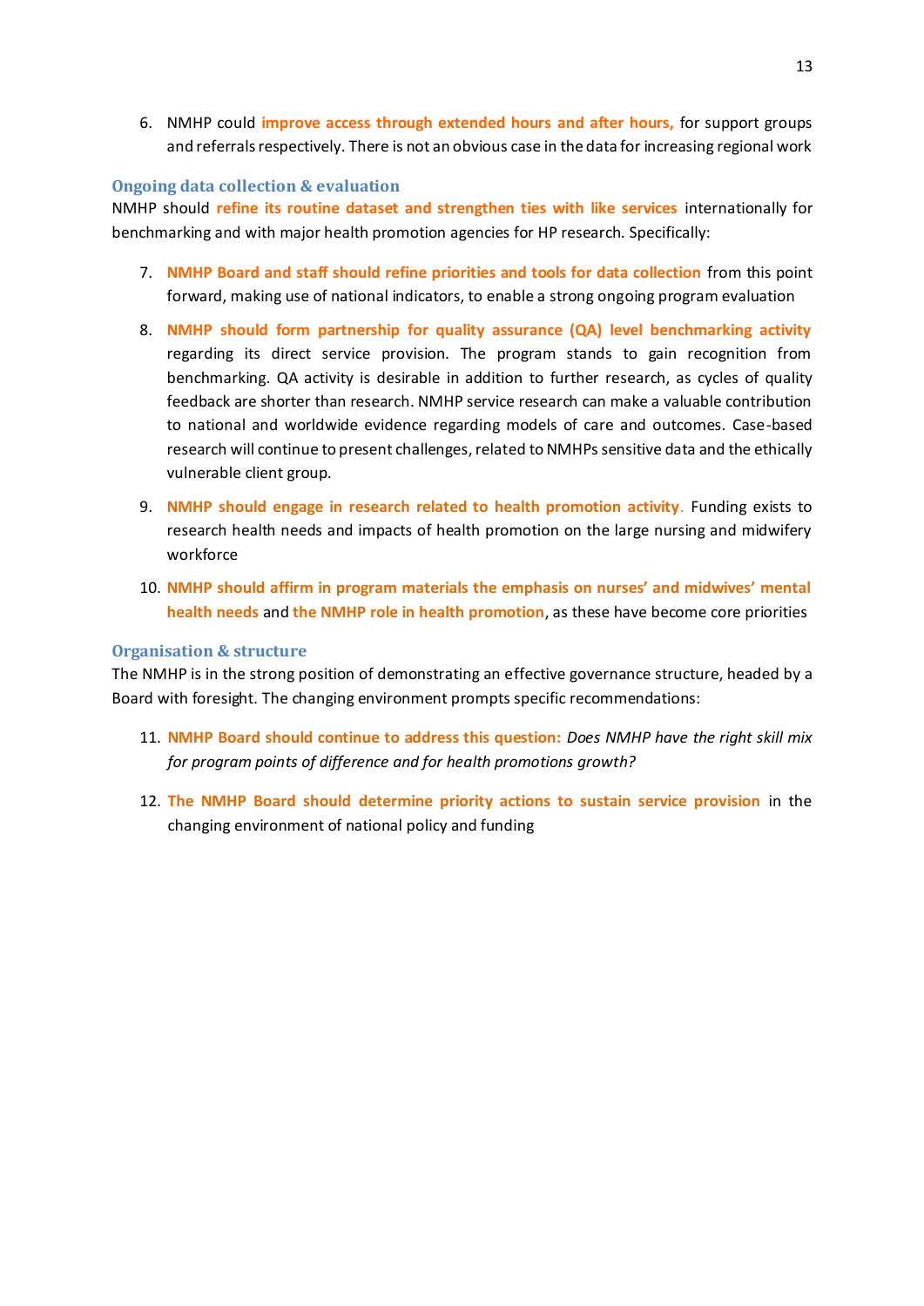6. NMHP could **improve access through extended hours and after hours,** for support groups and referrals respectively. There is not an obvious case in the data for increasing regional work

### Ongoing data collection & evaluation

NMHP should **refine its routine dataset and strengthen ties with like services** internationally for benchmarking and with major health promotion agencies for HP research. Specifically:

7. **NMHP Board and staff should refine priorities and tools for data collection** from this point forward, making use of national indicators, to enable a strong ongoing program evaluation
8. **NMHP should form partnership for quality assurance (QA) level benchmarking activity** regarding its direct service provision. The program stands to gain recognition from benchmarking. QA activity is desirable in addition to further research, as cycles of quality feedback are shorter than research. NMHP service research can make a valuable contribution to national and worldwide evidence regarding models of care and outcomes. Case-based research will continue to present challenges, related to NMHPs sensitive data and the ethically vulnerable client group.
9. **NMHP should engage in research related to health promotion activity.** Funding exists to research health needs and impacts of health promotion on the large nursing and midwifery workforce
10. **NMHP should affirm in program materials the emphasis on nurses' and midwives' mental health needs** and **the NMHP role in health promotion**, as these have become core priorities

### Organisation & structure

The NMHP is in the strong position of demonstrating an effective governance structure, headed by a Board with foresight. The changing environment prompts specific recommendations:

11. **NMHP Board should continue to address this question:** *Does NMHP have the right skill mix for program points of difference and for health promotions growth?*
12. **The NMHP Board should determine priority actions to sustain service provision** in the changing environment of national policy and funding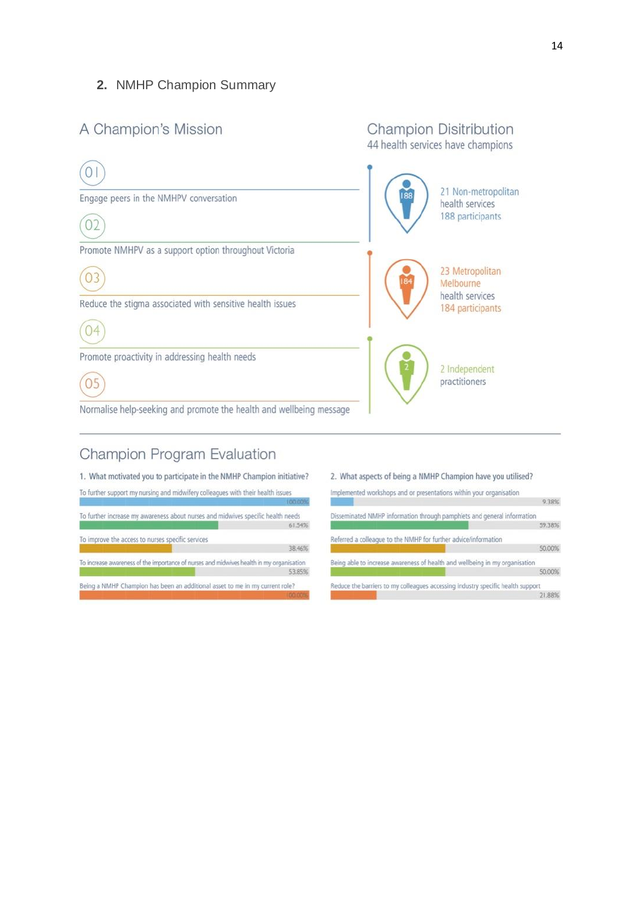## 2. NMHP Champion Summary

### A Champion's Mission

01

Engage peers in the NMHPV conversation

02

Promote NMHPV as a support option throughout Victoria

03

Reduce the stigma associated with sensitive health issues

04

Promote proactivity in addressing health needs

05

Normalise help-seeking and promote the health and wellbeing message

### Champion Disitribution

44 health services have champions

188

21 Non-metropolitan health services
188 participants

184

23 Metropolitan Melbourne health services
184 participants

2

2 Independent practitioners

### Champion Program Evaluation

**1. What motivated you to participate in the NMHP Champion initiative?**

To further support my nursing and midwifery colleagues with their health issues
100.00%

To further increase my awareness about nurses and midwives specific health needs
61.54%

To improve the access to nurses specific services
38.46%

To increase awareness of the importance of nurses and midwives health in my organisation
53.85%

Being a NMHP Champion has been an additional asset to me in my current role?
100.00%

**2. What aspects of being a NMHP Champion have you utilised?**

Implemented workshops and or presentations within your organisation
9.38%

Disseminated NMHP information through pamphlets and general information
59.38%

Referred a colleague to the NMHP for further advice/information
50.00%

Being able to increase awareness of health and wellbeing in my organisation
50.00%

Reduce the barriers to my colleagues accessing industry specific health support
21.88%